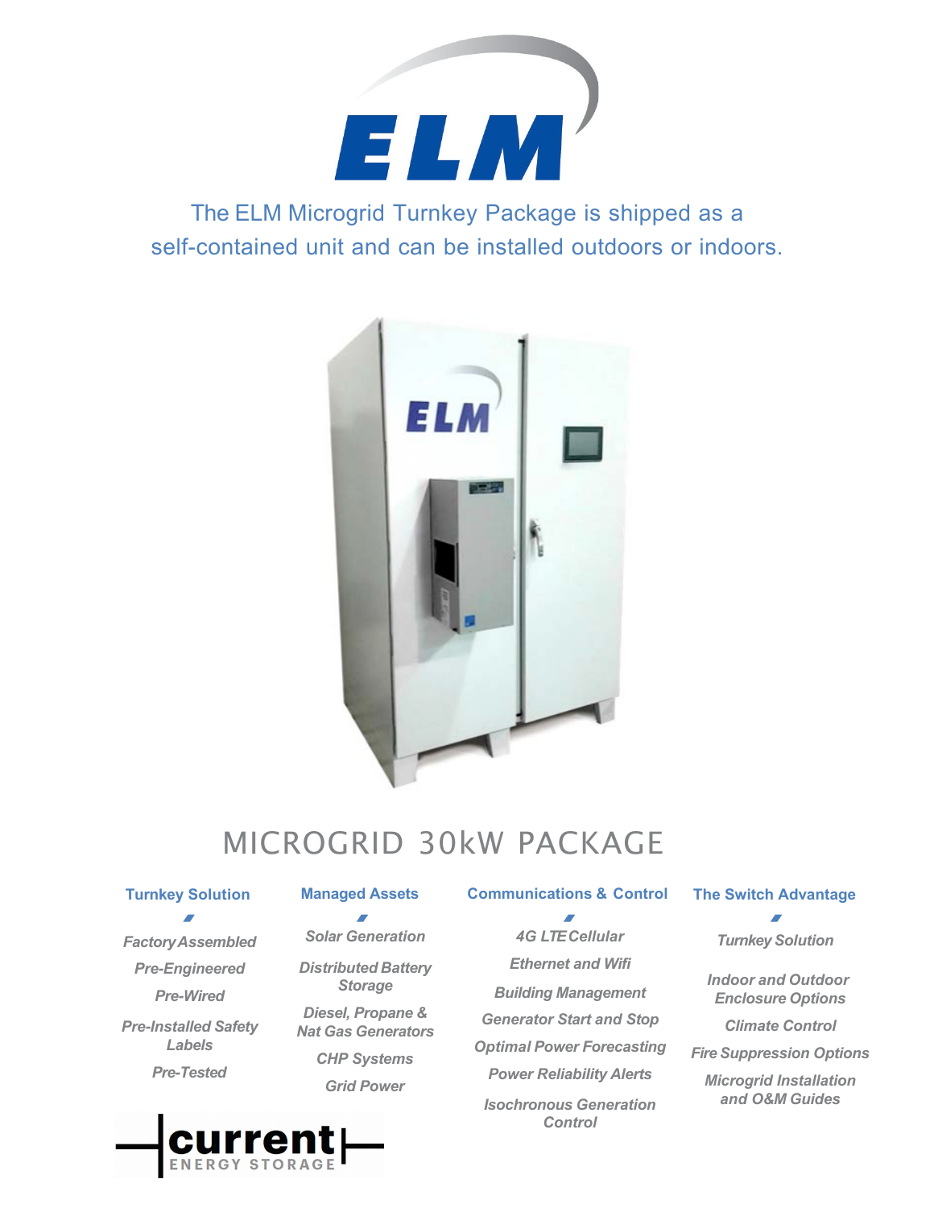# ELM

The ELM Microgrid Turnkey Package is shipped as a self-contained unit and can be installed outdoors or indoors.

## MICROGRID 30kW PACKAGE

### Turnkey Solution

*Factory Assembled*

*Pre-Engineered*

*Pre-Wired*

*Pre-Installed Safety Labels*

*Pre-Tested*

### Managed Assets

*Solar Generation*

*Distributed Battery Storage*

*Diesel, Propane & Nat Gas Generators*

*CHP Systems*

*Grid Power*

### Communications & Control

*4G LTE Cellular*

*Ethernet and Wifi*

*Building Management*

*Generator Start and Stop*

*Optimal Power Forecasting*

*Power Reliability Alerts*

*Isochronous Generation Control*

### The Switch Advantage

*Turnkey Solution*

*Indoor and Outdoor Enclosure Options*

*Climate Control*

*Fire Suppression Options*

*Microgrid Installation and O&M Guides*

current ENERGY STORAGE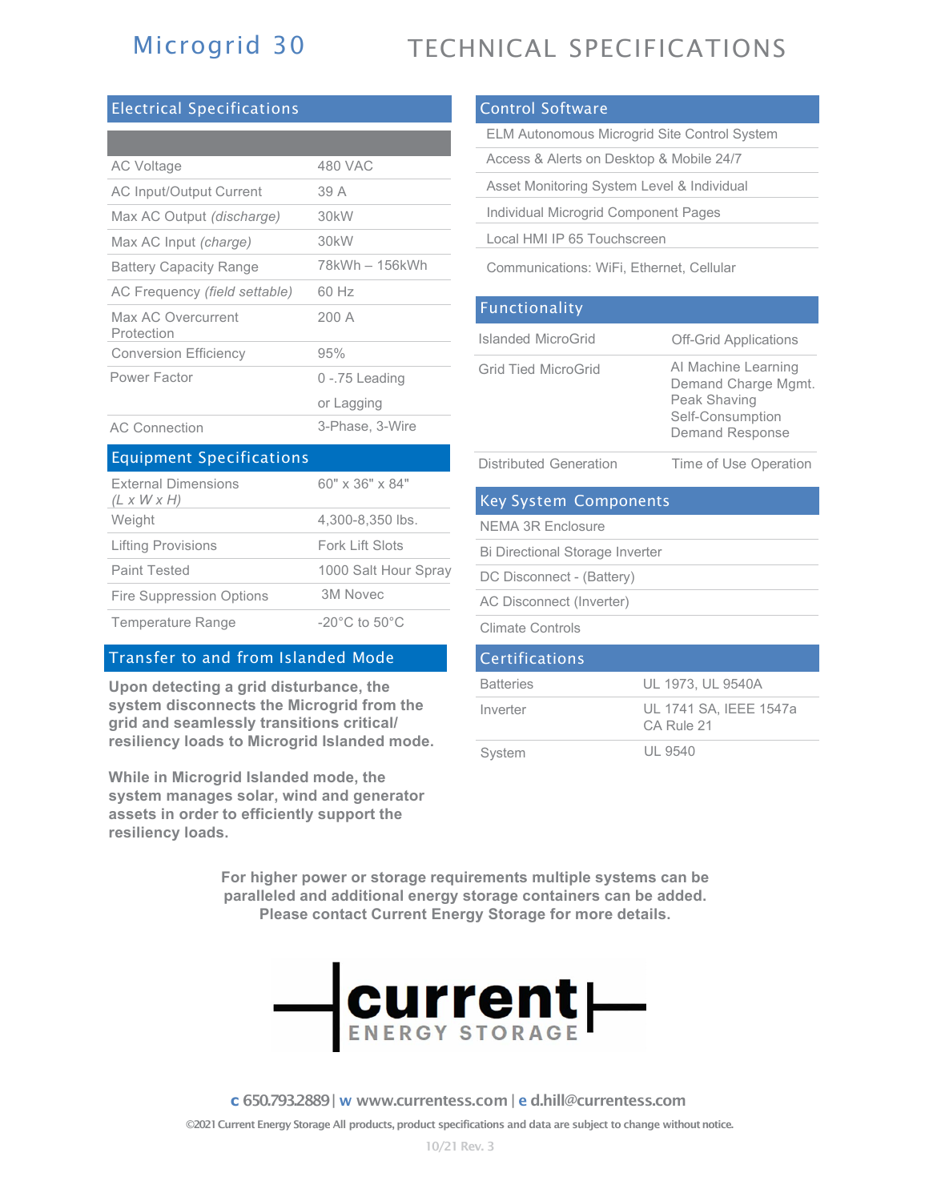# Microgrid 30 TECHNICAL SPECIFICATIONS

## Electrical Specifications

| | |
|---|---|
| AC Voltage | 480 VAC |
| AC Input/Output Current | 39 A |
| Max AC Output *(discharge)* | 30kW |
| Max AC Input *(charge)* | 30kW |
| Battery Capacity Range | 78kWh – 156kWh |
| AC Frequency *(field settable)* | 60 Hz |
| Max AC Overcurrent Protection | 200 A |
| Conversion Efficiency | 95% |
| Power Factor | 0 -.75 Leading or Lagging |
| AC Connection | 3-Phase, 3-Wire |

## Equipment Specifications

| | |
|---|---|
| External Dimensions *(L x W x H)* | 60" x 36" x 84" |
| Weight | 4,300-8,350 lbs. |
| Lifting Provisions | Fork Lift Slots |
| Paint Tested | 1000 Salt Hour Spray |
| Fire Suppression Options | 3M Novec |
| Temperature Range | -20°C to 50°C |

## Transfer to and from Islanded Mode

**Upon detecting a grid disturbance, the system disconnects the Microgrid from the grid and seamlessly transitions critical/ resiliency loads to Microgrid Islanded mode.**

**While in Microgrid Islanded mode, the system manages solar, wind and generator assets in order to efficiently support the resiliency loads.**

## Control Software

- ELM Autonomous Microgrid Site Control System
- Access & Alerts on Desktop & Mobile 24/7
- Asset Monitoring System Level & Individual
- Individual Microgrid Component Pages
- Local HMI IP 65 Touchscreen
- Communications: WiFi, Ethernet, Cellular

## Functionality

| | |
|---|---|
| Islanded MicroGrid | Off-Grid Applications |
| Grid Tied MicroGrid | AI Machine Learning<br>Demand Charge Mgmt.<br>Peak Shaving<br>Self-Consumption<br>Demand Response |
| Distributed Generation | Time of Use Operation |

## Key System Components

- NEMA 3R Enclosure
- Bi Directional Storage Inverter
- DC Disconnect - (Battery)
- AC Disconnect (Inverter)
- Climate Controls

## Certifications

| | |
|---|---|
| Batteries | UL 1973, UL 9540A |
| Inverter | UL 1741 SA, IEEE 1547a<br>CA Rule 21 |
| System | UL 9540 |

**For higher power or storage requirements multiple systems can be paralleled and additional energy storage containers can be added. Please contact Current Energy Storage for more details.**

current ENERGY STORAGE

**c** 650.793.2889 | **w** www.currentess.com | **e** d.hill@currentess.com

©2021 Current Energy Storage All products, product specifications and data are subject to change without notice.

10/21 Rev. 3